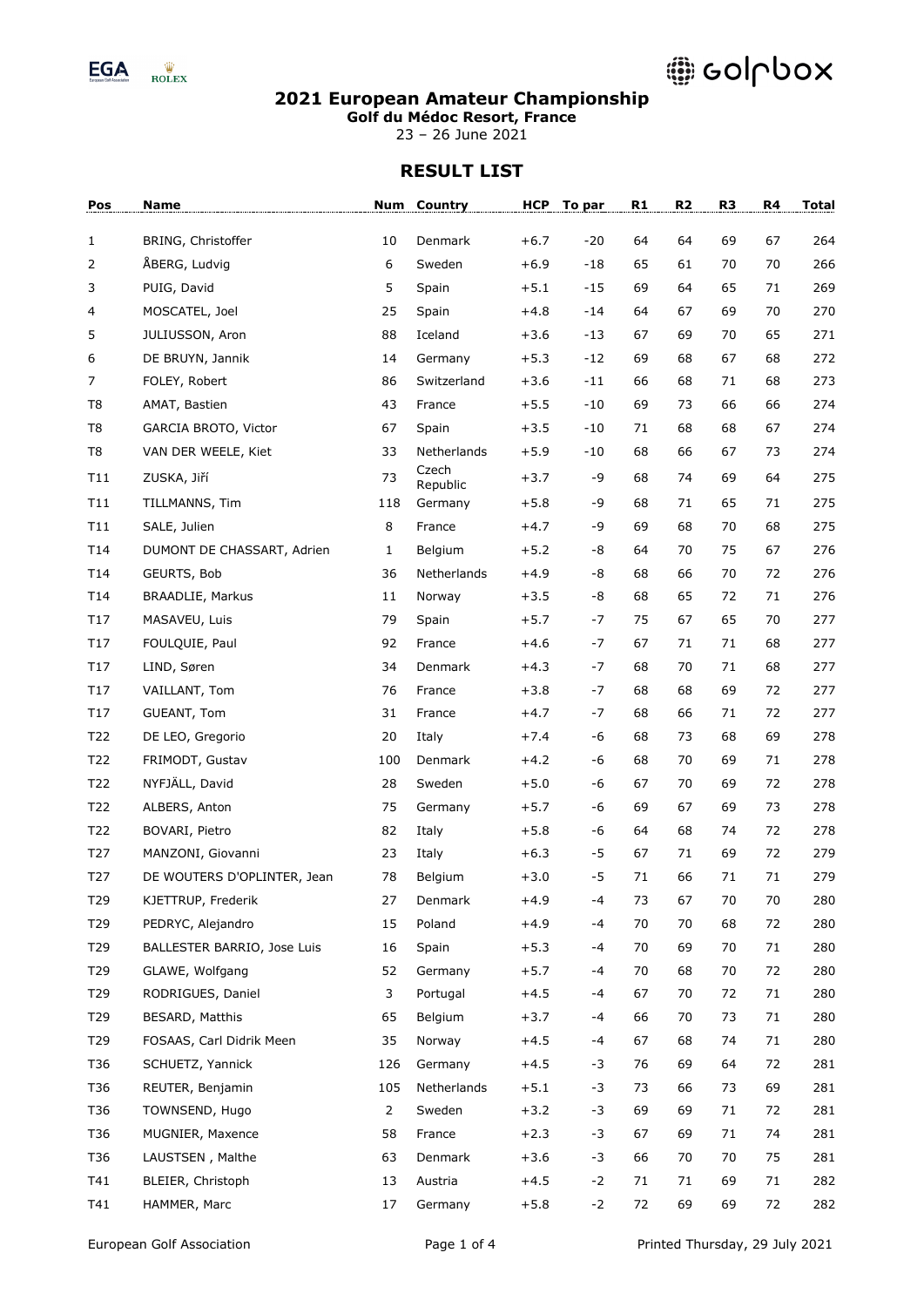## 2021 European Amateur Championship

**Golf du Médoc Resort, France**

23 – 26 June 2021

## RESULT LIST

| Pos | Name | Num | Country | HCP | To par | R1 | R2 | R3 | R4 | Total |
|---|---|---|---|---|---|---|---|---|---|---|
| 1 | BRING, Christoffer | 10 | Denmark | +6.7 | -20 | 64 | 64 | 69 | 67 | 264 |
| 2 | ÅBERG, Ludvig | 6 | Sweden | +6.9 | -18 | 65 | 61 | 70 | 70 | 266 |
| 3 | PUIG, David | 5 | Spain | +5.1 | -15 | 69 | 64 | 65 | 71 | 269 |
| 4 | MOSCATEL, Joel | 25 | Spain | +4.8 | -14 | 64 | 67 | 69 | 70 | 270 |
| 5 | JULIUSSON, Aron | 88 | Iceland | +3.6 | -13 | 67 | 69 | 70 | 65 | 271 |
| 6 | DE BRUYN, Jannik | 14 | Germany | +5.3 | -12 | 69 | 68 | 67 | 68 | 272 |
| 7 | FOLEY, Robert | 86 | Switzerland | +3.6 | -11 | 66 | 68 | 71 | 68 | 273 |
| T8 | AMAT, Bastien | 43 | France | +5.5 | -10 | 69 | 73 | 66 | 66 | 274 |
| T8 | GARCIA BROTO, Victor | 67 | Spain | +3.5 | -10 | 71 | 68 | 68 | 67 | 274 |
| T8 | VAN DER WEELE, Kiet | 33 | Netherlands | +5.9 | -10 | 68 | 66 | 67 | 73 | 274 |
| T11 | ZUSKA, Jiří | 73 | Czech Republic | +3.7 | -9 | 68 | 74 | 69 | 64 | 275 |
| T11 | TILLMANNS, Tim | 118 | Germany | +5.8 | -9 | 68 | 71 | 65 | 71 | 275 |
| T11 | SALE, Julien | 8 | France | +4.7 | -9 | 69 | 68 | 70 | 68 | 275 |
| T14 | DUMONT DE CHASSART, Adrien | 1 | Belgium | +5.2 | -8 | 64 | 70 | 75 | 67 | 276 |
| T14 | GEURTS, Bob | 36 | Netherlands | +4.9 | -8 | 68 | 66 | 70 | 72 | 276 |
| T14 | BRAADLIE, Markus | 11 | Norway | +3.5 | -8 | 68 | 65 | 72 | 71 | 276 |
| T17 | MASAVEU, Luis | 79 | Spain | +5.7 | -7 | 75 | 67 | 65 | 70 | 277 |
| T17 | FOULQUIE, Paul | 92 | France | +4.6 | -7 | 67 | 71 | 71 | 68 | 277 |
| T17 | LIND, Søren | 34 | Denmark | +4.3 | -7 | 68 | 70 | 71 | 68 | 277 |
| T17 | VAILLANT, Tom | 76 | France | +3.8 | -7 | 68 | 68 | 69 | 72 | 277 |
| T17 | GUEANT, Tom | 31 | France | +4.7 | -7 | 68 | 66 | 71 | 72 | 277 |
| T22 | DE LEO, Gregorio | 20 | Italy | +7.4 | -6 | 68 | 73 | 68 | 69 | 278 |
| T22 | FRIMODT, Gustav | 100 | Denmark | +4.2 | -6 | 68 | 70 | 69 | 71 | 278 |
| T22 | NYFJÄLL, David | 28 | Sweden | +5.0 | -6 | 67 | 70 | 69 | 72 | 278 |
| T22 | ALBERS, Anton | 75 | Germany | +5.7 | -6 | 69 | 67 | 69 | 73 | 278 |
| T22 | BOVARI, Pietro | 82 | Italy | +5.8 | -6 | 64 | 68 | 74 | 72 | 278 |
| T27 | MANZONI, Giovanni | 23 | Italy | +6.3 | -5 | 67 | 71 | 69 | 72 | 279 |
| T27 | DE WOUTERS D'OPLINTER, Jean | 78 | Belgium | +3.0 | -5 | 71 | 66 | 71 | 71 | 279 |
| T29 | KJETTRUP, Frederik | 27 | Denmark | +4.9 | -4 | 73 | 67 | 70 | 70 | 280 |
| T29 | PEDRYC, Alejandro | 15 | Poland | +4.9 | -4 | 70 | 70 | 68 | 72 | 280 |
| T29 | BALLESTER BARRIO, Jose Luis | 16 | Spain | +5.3 | -4 | 70 | 69 | 70 | 71 | 280 |
| T29 | GLAWE, Wolfgang | 52 | Germany | +5.7 | -4 | 70 | 68 | 70 | 72 | 280 |
| T29 | RODRIGUES, Daniel | 3 | Portugal | +4.5 | -4 | 67 | 70 | 72 | 71 | 280 |
| T29 | BESARD, Matthis | 65 | Belgium | +3.7 | -4 | 66 | 70 | 73 | 71 | 280 |
| T29 | FOSAAS, Carl Didrik Meen | 35 | Norway | +4.5 | -4 | 67 | 68 | 74 | 71 | 280 |
| T36 | SCHUETZ, Yannick | 126 | Germany | +4.5 | -3 | 76 | 69 | 64 | 72 | 281 |
| T36 | REUTER, Benjamin | 105 | Netherlands | +5.1 | -3 | 73 | 66 | 73 | 69 | 281 |
| T36 | TOWNSEND, Hugo | 2 | Sweden | +3.2 | -3 | 69 | 69 | 71 | 72 | 281 |
| T36 | MUGNIER, Maxence | 58 | France | +2.3 | -3 | 67 | 69 | 71 | 74 | 281 |
| T36 | LAUSTSEN , Malthe | 63 | Denmark | +3.6 | -3 | 66 | 70 | 70 | 75 | 281 |
| T41 | BLEIER, Christoph | 13 | Austria | +4.5 | -2 | 71 | 71 | 69 | 71 | 282 |
| T41 | HAMMER, Marc | 17 | Germany | +5.8 | -2 | 72 | 69 | 69 | 72 | 282 |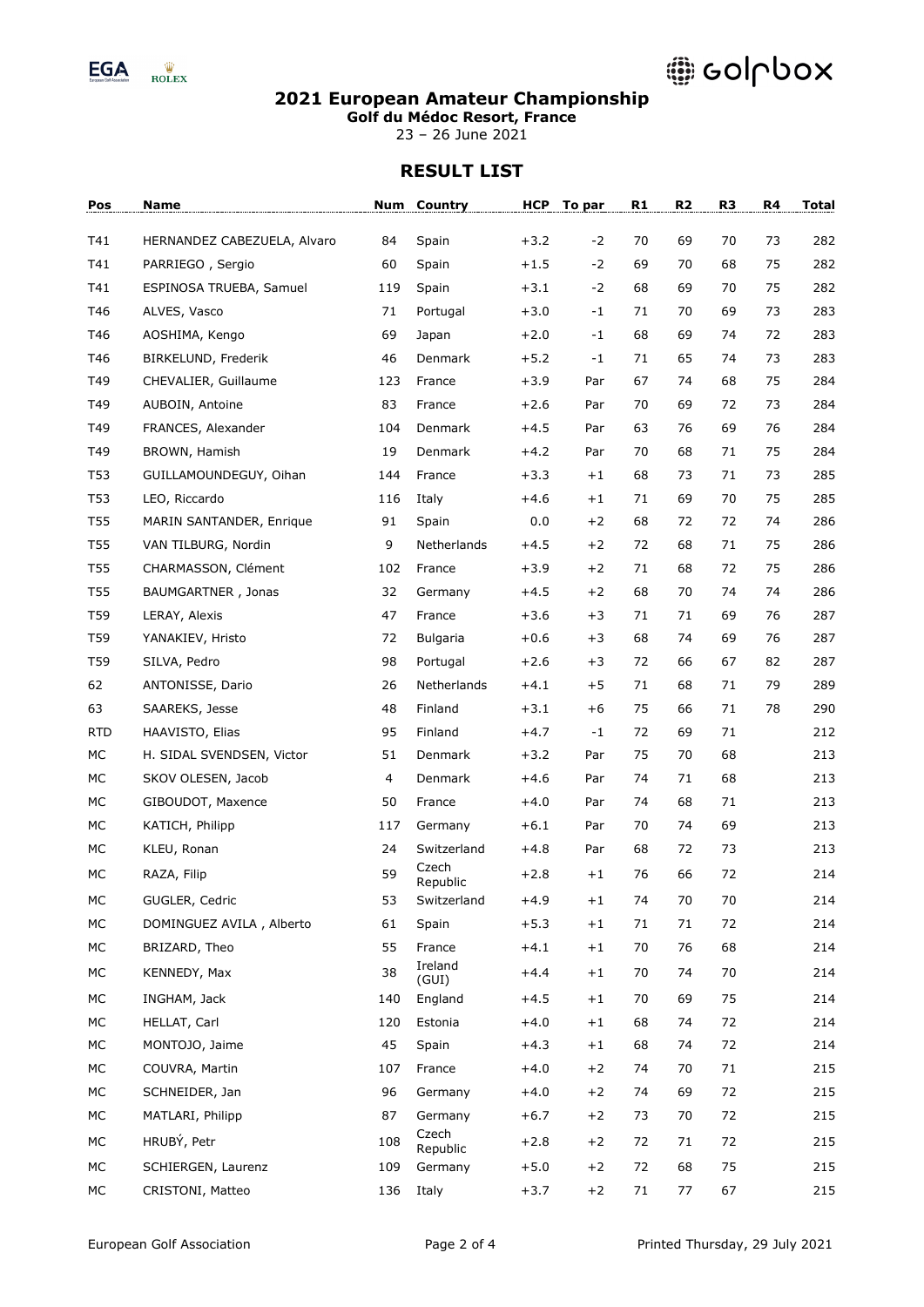## 2021 European Amateur Championship

**Golf du Médoc Resort, France**

23 – 26 June 2021

## RESULT LIST

| Pos | Name | Num | Country | HCP | To par | R1 | R2 | R3 | R4 | Total |
|---|---|---|---|---|---|---|---|---|---|---|
| T41 | HERNANDEZ CABEZUELA, Alvaro | 84 | Spain | +3.2 | -2 | 70 | 69 | 70 | 73 | 282 |
| T41 | PARRIEGO , Sergio | 60 | Spain | +1.5 | -2 | 69 | 70 | 68 | 75 | 282 |
| T41 | ESPINOSA TRUEBA, Samuel | 119 | Spain | +3.1 | -2 | 68 | 69 | 70 | 75 | 282 |
| T46 | ALVES, Vasco | 71 | Portugal | +3.0 | -1 | 71 | 70 | 69 | 73 | 283 |
| T46 | AOSHIMA, Kengo | 69 | Japan | +2.0 | -1 | 68 | 69 | 74 | 72 | 283 |
| T46 | BIRKELUND, Frederik | 46 | Denmark | +5.2 | -1 | 71 | 65 | 74 | 73 | 283 |
| T49 | CHEVALIER, Guillaume | 123 | France | +3.9 | Par | 67 | 74 | 68 | 75 | 284 |
| T49 | AUBOIN, Antoine | 83 | France | +2.6 | Par | 70 | 69 | 72 | 73 | 284 |
| T49 | FRANCES, Alexander | 104 | Denmark | +4.5 | Par | 63 | 76 | 69 | 76 | 284 |
| T49 | BROWN, Hamish | 19 | Denmark | +4.2 | Par | 70 | 68 | 71 | 75 | 284 |
| T53 | GUILLAMOUNDEGUY, Oihan | 144 | France | +3.3 | +1 | 68 | 73 | 71 | 73 | 285 |
| T53 | LEO, Riccardo | 116 | Italy | +4.6 | +1 | 71 | 69 | 70 | 75 | 285 |
| T55 | MARIN SANTANDER, Enrique | 91 | Spain | 0.0 | +2 | 68 | 72 | 72 | 74 | 286 |
| T55 | VAN TILBURG, Nordin | 9 | Netherlands | +4.5 | +2 | 72 | 68 | 71 | 75 | 286 |
| T55 | CHARMASSON, Clément | 102 | France | +3.9 | +2 | 71 | 68 | 72 | 75 | 286 |
| T55 | BAUMGARTNER , Jonas | 32 | Germany | +4.5 | +2 | 68 | 70 | 74 | 74 | 286 |
| T59 | LERAY, Alexis | 47 | France | +3.6 | +3 | 71 | 71 | 69 | 76 | 287 |
| T59 | YANAKIEV, Hristo | 72 | Bulgaria | +0.6 | +3 | 68 | 74 | 69 | 76 | 287 |
| T59 | SILVA, Pedro | 98 | Portugal | +2.6 | +3 | 72 | 66 | 67 | 82 | 287 |
| 62 | ANTONISSE, Dario | 26 | Netherlands | +4.1 | +5 | 71 | 68 | 71 | 79 | 289 |
| 63 | SAAREKS, Jesse | 48 | Finland | +3.1 | +6 | 75 | 66 | 71 | 78 | 290 |
| RTD | HAAVISTO, Elias | 95 | Finland | +4.7 | -1 | 72 | 69 | 71 | | 212 |
| MC | H. SIDAL SVENDSEN, Victor | 51 | Denmark | +3.2 | Par | 75 | 70 | 68 | | 213 |
| MC | SKOV OLESEN, Jacob | 4 | Denmark | +4.6 | Par | 74 | 71 | 68 | | 213 |
| MC | GIBOUDOT, Maxence | 50 | France | +4.0 | Par | 74 | 68 | 71 | | 213 |
| MC | KATICH, Philipp | 117 | Germany | +6.1 | Par | 70 | 74 | 69 | | 213 |
| MC | KLEU, Ronan | 24 | Switzerland | +4.8 | Par | 68 | 72 | 73 | | 213 |
| MC | RAZA, Filip | 59 | Czech Republic | +2.8 | +1 | 76 | 66 | 72 | | 214 |
| MC | GUGLER, Cedric | 53 | Switzerland | +4.9 | +1 | 74 | 70 | 70 | | 214 |
| MC | DOMINGUEZ AVILA , Alberto | 61 | Spain | +5.3 | +1 | 71 | 71 | 72 | | 214 |
| MC | BRIZARD, Theo | 55 | France | +4.1 | +1 | 70 | 76 | 68 | | 214 |
| MC | KENNEDY, Max | 38 | Ireland (GUI) | +4.4 | +1 | 70 | 74 | 70 | | 214 |
| MC | INGHAM, Jack | 140 | England | +4.5 | +1 | 70 | 69 | 75 | | 214 |
| MC | HELLAT, Carl | 120 | Estonia | +4.0 | +1 | 68 | 74 | 72 | | 214 |
| MC | MONTOJO, Jaime | 45 | Spain | +4.3 | +1 | 68 | 74 | 72 | | 214 |
| MC | COUVRA, Martin | 107 | France | +4.0 | +2 | 74 | 70 | 71 | | 215 |
| MC | SCHNEIDER, Jan | 96 | Germany | +4.0 | +2 | 74 | 69 | 72 | | 215 |
| MC | MATLARI, Philipp | 87 | Germany | +6.7 | +2 | 73 | 70 | 72 | | 215 |
| MC | HRUBÝ, Petr | 108 | Czech Republic | +2.8 | +2 | 72 | 71 | 72 | | 215 |
| MC | SCHIERGEN, Laurenz | 109 | Germany | +5.0 | +2 | 72 | 68 | 75 | | 215 |
| MC | CRISTONI, Matteo | 136 | Italy | +3.7 | +2 | 71 | 77 | 67 | | 215 |

European Golf Association — Printed Thursday, 29 July 2021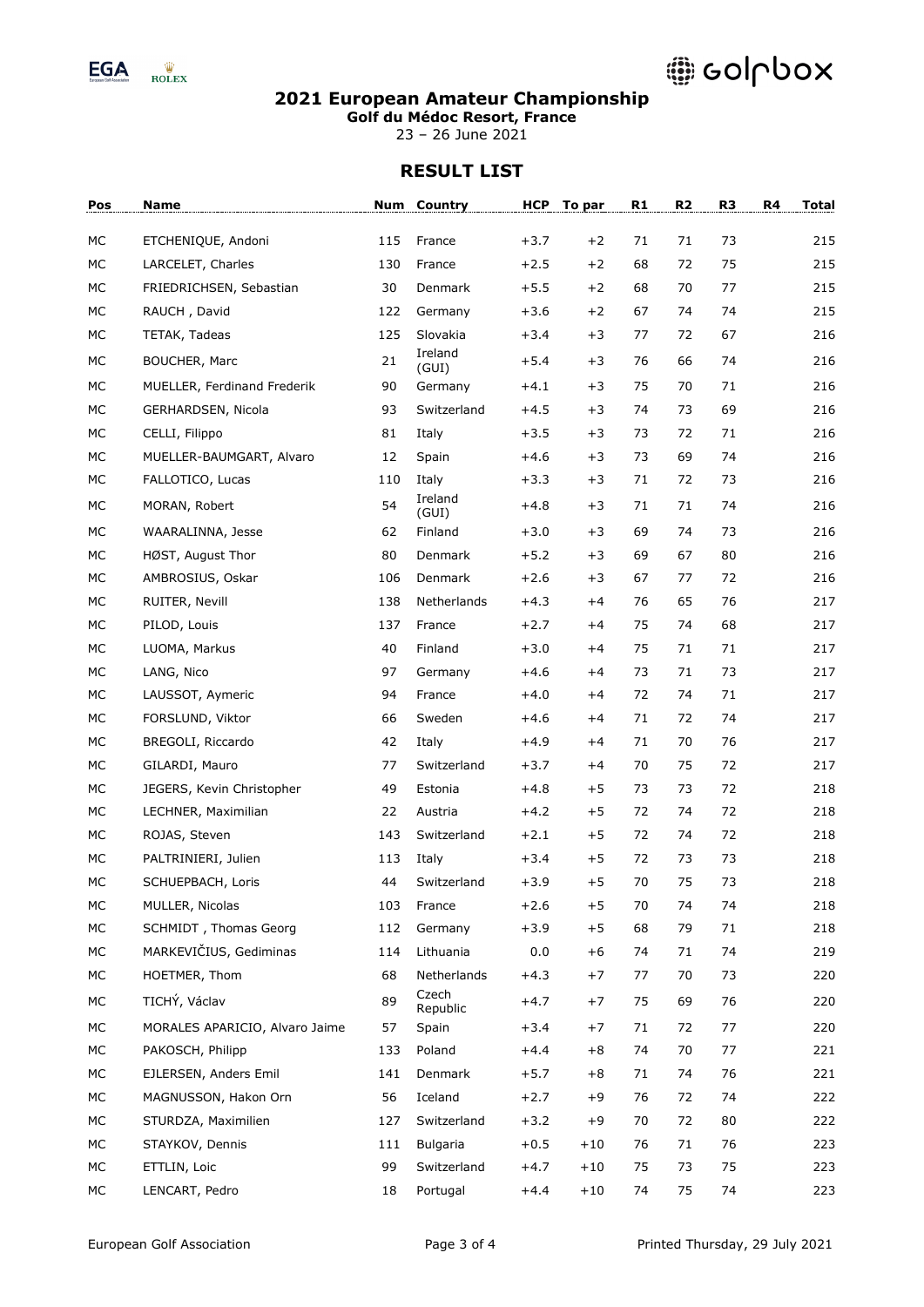## 2021 European Amateur Championship

**Golf du Médoc Resort, France**

23 – 26 June 2021

### RESULT LIST

| Pos | Name | Num | Country | HCP | To par | R1 | R2 | R3 | R4 | Total |
|---|---|---|---|---|---|---|---|---|---|---|
| MC | ETCHENIQUE, Andoni | 115 | France | +3.7 | +2 | 71 | 71 | 73 | | 215 |
| MC | LARCELET, Charles | 130 | France | +2.5 | +2 | 68 | 72 | 75 | | 215 |
| MC | FRIEDRICHSEN, Sebastian | 30 | Denmark | +5.5 | +2 | 68 | 70 | 77 | | 215 |
| MC | RAUCH , David | 122 | Germany | +3.6 | +2 | 67 | 74 | 74 | | 215 |
| MC | TETAK, Tadeas | 125 | Slovakia | +3.4 | +3 | 77 | 72 | 67 | | 216 |
| MC | BOUCHER, Marc | 21 | Ireland (GUI) | +5.4 | +3 | 76 | 66 | 74 | | 216 |
| MC | MUELLER, Ferdinand Frederik | 90 | Germany | +4.1 | +3 | 75 | 70 | 71 | | 216 |
| MC | GERHARDSEN, Nicola | 93 | Switzerland | +4.5 | +3 | 74 | 73 | 69 | | 216 |
| MC | CELLI, Filippo | 81 | Italy | +3.5 | +3 | 73 | 72 | 71 | | 216 |
| MC | MUELLER-BAUMGART, Alvaro | 12 | Spain | +4.6 | +3 | 73 | 69 | 74 | | 216 |
| MC | FALLOTICO, Lucas | 110 | Italy | +3.3 | +3 | 71 | 72 | 73 | | 216 |
| MC | MORAN, Robert | 54 | Ireland (GUI) | +4.8 | +3 | 71 | 71 | 74 | | 216 |
| MC | WAARALINNA, Jesse | 62 | Finland | +3.0 | +3 | 69 | 74 | 73 | | 216 |
| MC | HØST, August Thor | 80 | Denmark | +5.2 | +3 | 69 | 67 | 80 | | 216 |
| MC | AMBROSIUS, Oskar | 106 | Denmark | +2.6 | +3 | 67 | 77 | 72 | | 216 |
| MC | RUITER, Nevill | 138 | Netherlands | +4.3 | +4 | 76 | 65 | 76 | | 217 |
| MC | PILOD, Louis | 137 | France | +2.7 | +4 | 75 | 74 | 68 | | 217 |
| MC | LUOMA, Markus | 40 | Finland | +3.0 | +4 | 75 | 71 | 71 | | 217 |
| MC | LANG, Nico | 97 | Germany | +4.6 | +4 | 73 | 71 | 73 | | 217 |
| MC | LAUSSOT, Aymeric | 94 | France | +4.0 | +4 | 72 | 74 | 71 | | 217 |
| MC | FORSLUND, Viktor | 66 | Sweden | +4.6 | +4 | 71 | 72 | 74 | | 217 |
| MC | BREGOLI, Riccardo | 42 | Italy | +4.9 | +4 | 71 | 70 | 76 | | 217 |
| MC | GILARDI, Mauro | 77 | Switzerland | +3.7 | +4 | 70 | 75 | 72 | | 217 |
| MC | JEGERS, Kevin Christopher | 49 | Estonia | +4.8 | +5 | 73 | 73 | 72 | | 218 |
| MC | LECHNER, Maximilian | 22 | Austria | +4.2 | +5 | 72 | 74 | 72 | | 218 |
| MC | ROJAS, Steven | 143 | Switzerland | +2.1 | +5 | 72 | 74 | 72 | | 218 |
| MC | PALTRINIERI, Julien | 113 | Italy | +3.4 | +5 | 72 | 73 | 73 | | 218 |
| MC | SCHUEPBACH, Loris | 44 | Switzerland | +3.9 | +5 | 70 | 75 | 73 | | 218 |
| MC | MULLER, Nicolas | 103 | France | +2.6 | +5 | 70 | 74 | 74 | | 218 |
| MC | SCHMIDT , Thomas Georg | 112 | Germany | +3.9 | +5 | 68 | 79 | 71 | | 218 |
| MC | MARKEVIČIUS, Gediminas | 114 | Lithuania | 0.0 | +6 | 74 | 71 | 74 | | 219 |
| MC | HOETMER, Thom | 68 | Netherlands | +4.3 | +7 | 77 | 70 | 73 | | 220 |
| MC | TICHÝ, Václav | 89 | Czech Republic | +4.7 | +7 | 75 | 69 | 76 | | 220 |
| MC | MORALES APARICIO, Alvaro Jaime | 57 | Spain | +3.4 | +7 | 71 | 72 | 77 | | 220 |
| MC | PAKOSCH, Philipp | 133 | Poland | +4.4 | +8 | 74 | 70 | 77 | | 221 |
| MC | EJLERSEN, Anders Emil | 141 | Denmark | +5.7 | +8 | 71 | 74 | 76 | | 221 |
| MC | MAGNUSSON, Hakon Orn | 56 | Iceland | +2.7 | +9 | 76 | 72 | 74 | | 222 |
| MC | STURDZA, Maximilien | 127 | Switzerland | +3.2 | +9 | 70 | 72 | 80 | | 222 |
| MC | STAYKOV, Dennis | 111 | Bulgaria | +0.5 | +10 | 76 | 71 | 76 | | 223 |
| MC | ETTLIN, Loic | 99 | Switzerland | +4.7 | +10 | 75 | 73 | 75 | | 223 |
| MC | LENCART, Pedro | 18 | Portugal | +4.4 | +10 | 74 | 75 | 74 | | 223 |

European Golf Association — Printed Thursday, 29 July 2021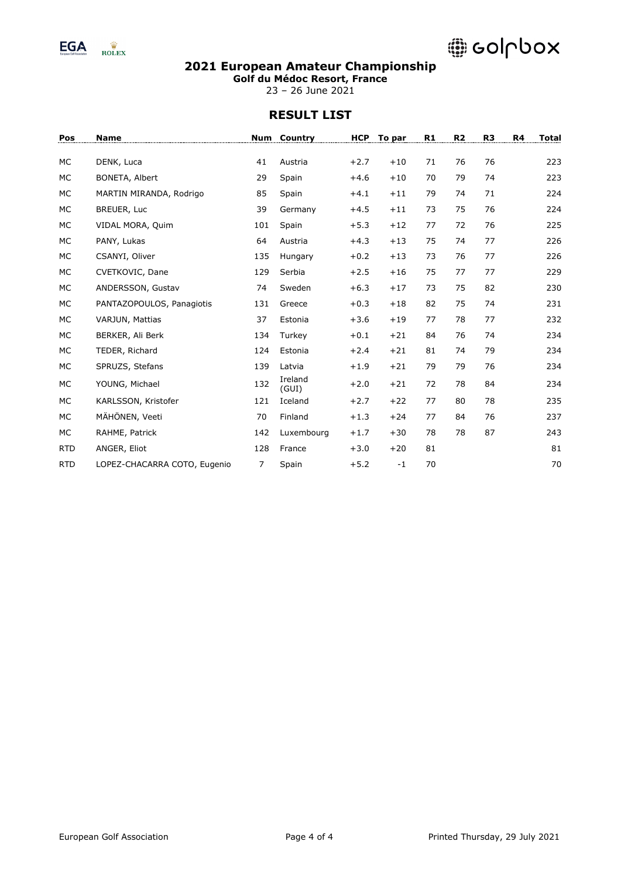# 2021 European Amateur Championship

**Golf du Médoc Resort, France**

23 – 26 June 2021

## RESULT LIST

| Pos | Name | Num | Country | HCP | To par | R1 | R2 | R3 | R4 | Total |
|---|---|---|---|---|---|---|---|---|---|---|
| MC | DENK, Luca | 41 | Austria | +2.7 | +10 | 71 | 76 | 76 | | 223 |
| MC | BONETA, Albert | 29 | Spain | +4.6 | +10 | 70 | 79 | 74 | | 223 |
| MC | MARTIN MIRANDA, Rodrigo | 85 | Spain | +4.1 | +11 | 79 | 74 | 71 | | 224 |
| MC | BREUER, Luc | 39 | Germany | +4.5 | +11 | 73 | 75 | 76 | | 224 |
| MC | VIDAL MORA, Quim | 101 | Spain | +5.3 | +12 | 77 | 72 | 76 | | 225 |
| MC | PANY, Lukas | 64 | Austria | +4.3 | +13 | 75 | 74 | 77 | | 226 |
| MC | CSANYI, Oliver | 135 | Hungary | +0.2 | +13 | 73 | 76 | 77 | | 226 |
| MC | CVETKOVIC, Dane | 129 | Serbia | +2.5 | +16 | 75 | 77 | 77 | | 229 |
| MC | ANDERSSON, Gustav | 74 | Sweden | +6.3 | +17 | 73 | 75 | 82 | | 230 |
| MC | PANTAZOPOULOS, Panagiotis | 131 | Greece | +0.3 | +18 | 82 | 75 | 74 | | 231 |
| MC | VARJUN, Mattias | 37 | Estonia | +3.6 | +19 | 77 | 78 | 77 | | 232 |
| MC | BERKER, Ali Berk | 134 | Turkey | +0.1 | +21 | 84 | 76 | 74 | | 234 |
| MC | TEDER, Richard | 124 | Estonia | +2.4 | +21 | 81 | 74 | 79 | | 234 |
| MC | SPRUZS, Stefans | 139 | Latvia | +1.9 | +21 | 79 | 79 | 76 | | 234 |
| MC | YOUNG, Michael | 132 | Ireland (GUI) | +2.0 | +21 | 72 | 78 | 84 | | 234 |
| MC | KARLSSON, Kristofer | 121 | Iceland | +2.7 | +22 | 77 | 80 | 78 | | 235 |
| MC | MÄHÖNEN, Veeti | 70 | Finland | +1.3 | +24 | 77 | 84 | 76 | | 237 |
| MC | RAHME, Patrick | 142 | Luxembourg | +1.7 | +30 | 78 | 78 | 87 | | 243 |
| RTD | ANGER, Eliot | 128 | France | +3.0 | +20 | 81 | | | | 81 |
| RTD | LOPEZ-CHACARRA COTO, Eugenio | 7 | Spain | +5.2 | -1 | 70 | | | | 70 |